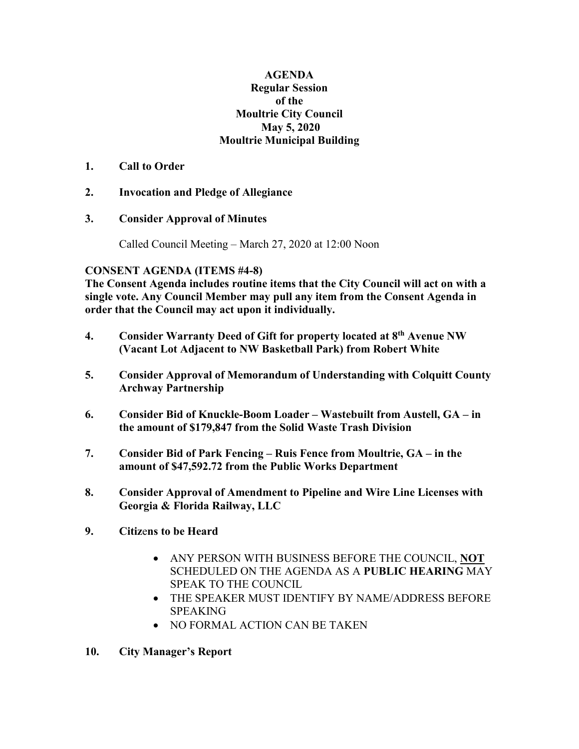# AGENDA
## Regular Session
## of the
## Moultrie City Council
## May 5, 2020
## Moultrie Municipal Building

1. **Call to Order**

2. **Invocation and Pledge of Allegiance**

3. **Consider Approval of Minutes**

   Called Council Meeting – March 27, 2020 at 12:00 Noon

**CONSENT AGENDA (ITEMS #4-8)**
**The Consent Agenda includes routine items that the City Council will act on with a single vote. Any Council Member may pull any item from the Consent Agenda in order that the Council may act upon it individually.**

4. **Consider Warranty Deed of Gift for property located at 8th Avenue NW (Vacant Lot Adjacent to NW Basketball Park) from Robert White**

5. **Consider Approval of Memorandum of Understanding with Colquitt County Archway Partnership**

6. **Consider Bid of Knuckle-Boom Loader – Wastebuilt from Austell, GA – in the amount of $179,847 from the Solid Waste Trash Division**

7. **Consider Bid of Park Fencing – Ruis Fence from Moultrie, GA – in the amount of $47,592.72 from the Public Works Department**

8. **Consider Approval of Amendment to Pipeline and Wire Line Licenses with Georgia & Florida Railway, LLC**

9. **Citizens to be Heard**

   - ANY PERSON WITH BUSINESS BEFORE THE COUNCIL, **<u>NOT</u>** SCHEDULED ON THE AGENDA AS A **PUBLIC HEARING** MAY SPEAK TO THE COUNCIL
   - THE SPEAKER MUST IDENTIFY BY NAME/ADDRESS BEFORE SPEAKING
   - NO FORMAL ACTION CAN BE TAKEN

10. **City Manager's Report**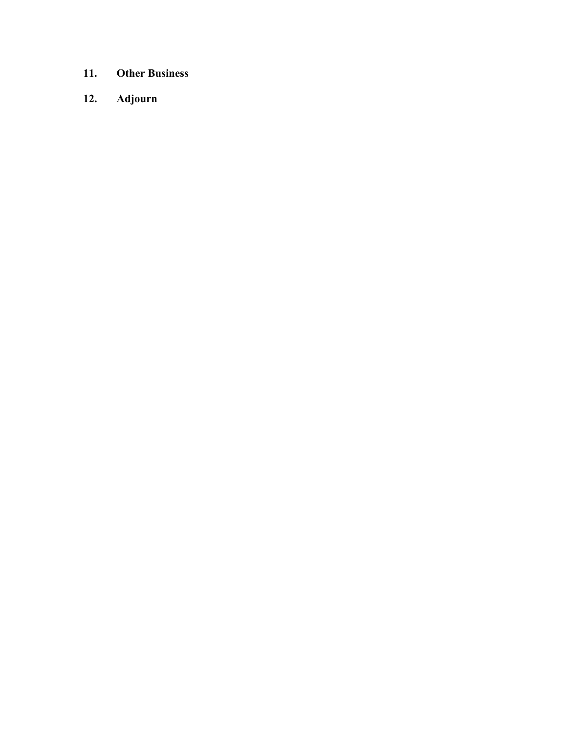**11. Other Business**

**12. Adjourn**